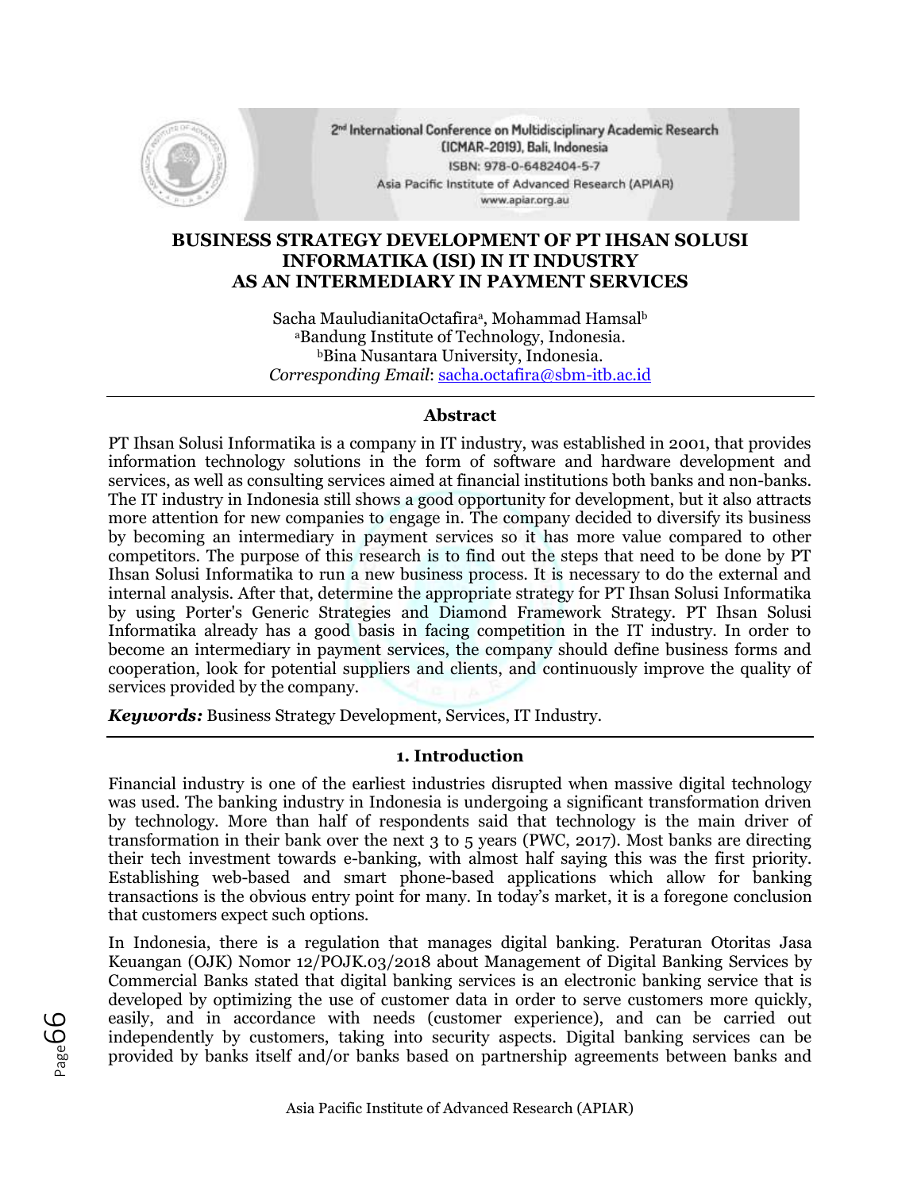# BUSINESS STRATEGY DEVELOPMENT OF PT IHSAN SOLUSI INFORMATIKA (ISI) IN IT INDUSTRY AS AN INTERMEDIARY IN PAYMENT SERVICES

Sacha MauludianitaOctafira[a], Mohammad Hamsal[b]

[a]Bandung Institute of Technology, Indonesia.

[b]Bina Nusantara University, Indonesia.

*Corresponding Email*: sacha.octafira@sbm-itb.ac.id

---

### Abstract

PT Ihsan Solusi Informatika is a company in IT industry, was established in 2001, that provides information technology solutions in the form of software and hardware development and services, as well as consulting services aimed at financial institutions both banks and non-banks. The IT industry in Indonesia still shows a good opportunity for development, but it also attracts more attention for new companies to engage in. The company decided to diversify its business by becoming an intermediary in payment services so it has more value compared to other competitors. The purpose of this research is to find out the steps that need to be done by PT Ihsan Solusi Informatika to run a new business process. It is necessary to do the external and internal analysis. After that, determine the appropriate strategy for PT Ihsan Solusi Informatika by using Porter's Generic Strategies and Diamond Framework Strategy. PT Ihsan Solusi Informatika already has a good basis in facing competition in the IT industry. In order to become an intermediary in payment services, the company should define business forms and cooperation, look for potential suppliers and clients, and continuously improve the quality of services provided by the company.

***Keywords:*** Business Strategy Development, Services, IT Industry.

---

## 1. Introduction

Financial industry is one of the earliest industries disrupted when massive digital technology was used. The banking industry in Indonesia is undergoing a significant transformation driven by technology. More than half of respondents said that technology is the main driver of transformation in their bank over the next 3 to 5 years (PWC, 2017). Most banks are directing their tech investment towards e-banking, with almost half saying this was the first priority. Establishing web-based and smart phone-based applications which allow for banking transactions is the obvious entry point for many. In today's market, it is a foregone conclusion that customers expect such options.

In Indonesia, there is a regulation that manages digital banking. Peraturan Otoritas Jasa Keuangan (OJK) Nomor 12/POJK.03/2018 about Management of Digital Banking Services by Commercial Banks stated that digital banking services is an electronic banking service that is developed by optimizing the use of customer data in order to serve customers more quickly, easily, and in accordance with needs (customer experience), and can be carried out independently by customers, taking into security aspects. Digital banking services can be provided by banks itself and/or banks based on partnership agreements between banks and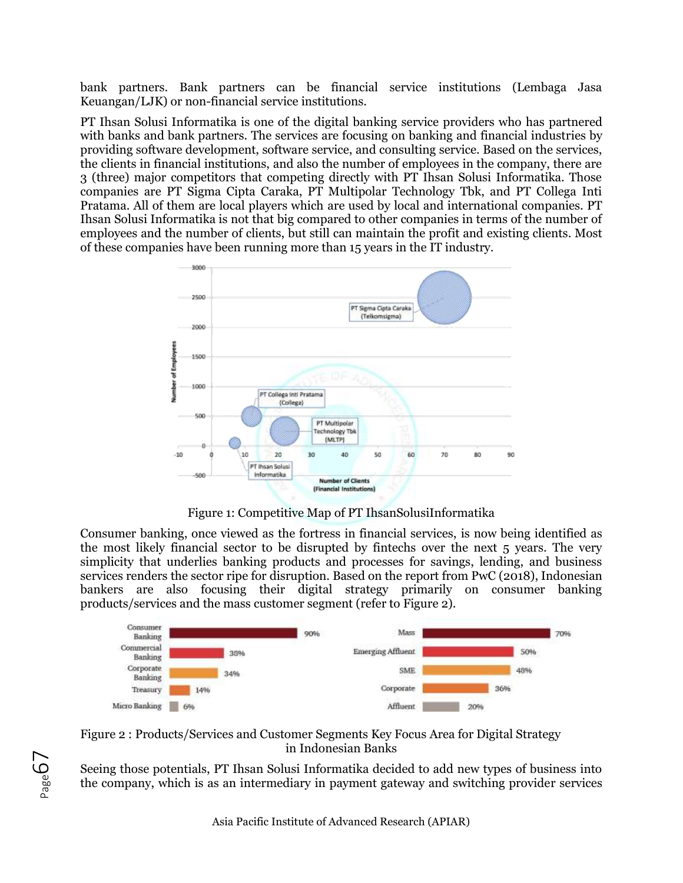bank partners. Bank partners can be financial service institutions (Lembaga Jasa Keuangan/LJK) or non-financial service institutions.

PT Ihsan Solusi Informatika is one of the digital banking service providers who has partnered with banks and bank partners. The services are focusing on banking and financial industries by providing software development, software service, and consulting service. Based on the services, the clients in financial institutions, and also the number of employees in the company, there are 3 (three) major competitors that competing directly with PT Ihsan Solusi Informatika. Those companies are PT Sigma Cipta Caraka, PT Multipolar Technology Tbk, and PT Collega Inti Pratama. All of them are local players which are used by local and international companies. PT Ihsan Solusi Informatika is not that big compared to other companies in terms of the number of employees and the number of clients, but still can maintain the profit and existing clients. Most of these companies have been running more than 15 years in the IT industry.

Figure 1: Competitive Map of PT IhsanSolusiInformatika

Consumer banking, once viewed as the fortress in financial services, is now being identified as the most likely financial sector to be disrupted by fintechs over the next 5 years. The very simplicity that underlies banking products and processes for savings, lending, and business services renders the sector ripe for disruption. Based on the report from PwC (2018), Indonesian bankers are also focusing their digital strategy primarily on consumer banking products/services and the mass customer segment (refer to Figure 2).

Figure 2 : Products/Services and Customer Segments Key Focus Area for Digital Strategy in Indonesian Banks

Seeing those potentials, PT Ihsan Solusi Informatika decided to add new types of business into the company, which is as an intermediary in payment gateway and switching provider services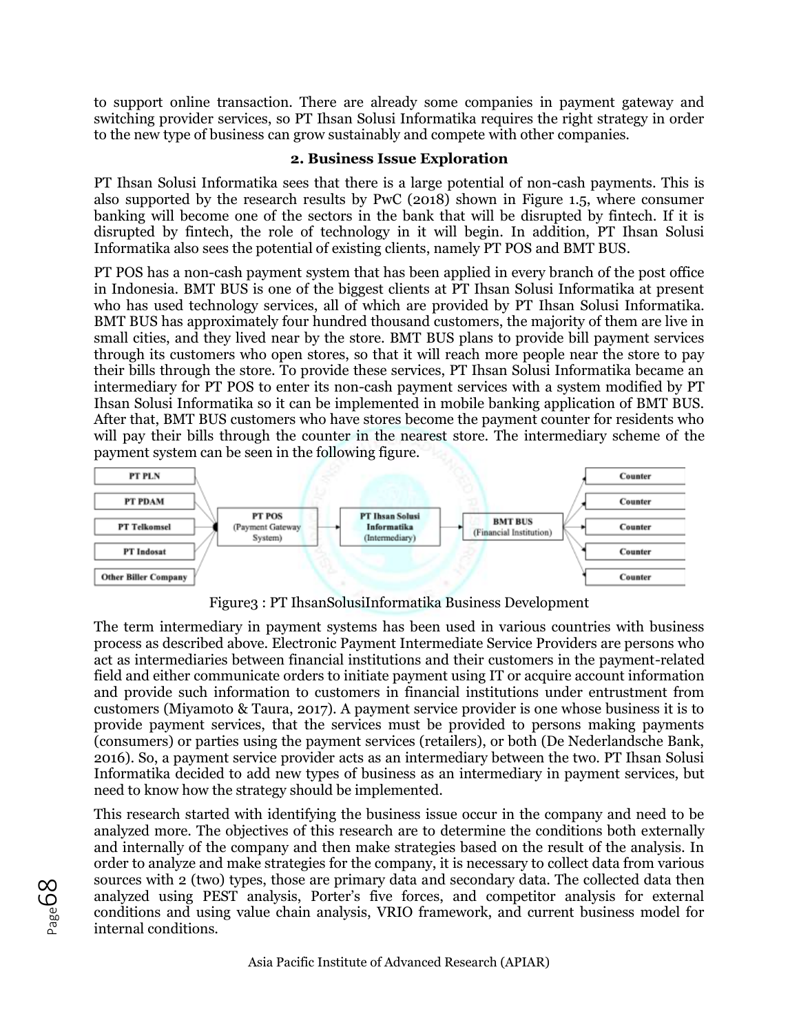to support online transaction. There are already some companies in payment gateway and switching provider services, so PT Ihsan Solusi Informatika requires the right strategy in order to the new type of business can grow sustainably and compete with other companies.

## 2. Business Issue Exploration

PT Ihsan Solusi Informatika sees that there is a large potential of non-cash payments. This is also supported by the research results by PwC (2018) shown in Figure 1.5, where consumer banking will become one of the sectors in the bank that will be disrupted by fintech. If it is disrupted by fintech, the role of technology in it will begin. In addition, PT Ihsan Solusi Informatika also sees the potential of existing clients, namely PT POS and BMT BUS.

PT POS has a non-cash payment system that has been applied in every branch of the post office in Indonesia. BMT BUS is one of the biggest clients at PT Ihsan Solusi Informatika at present who has used technology services, all of which are provided by PT Ihsan Solusi Informatika. BMT BUS has approximately four hundred thousand customers, the majority of them are live in small cities, and they lived near by the store. BMT BUS plans to provide bill payment services through its customers who open stores, so that it will reach more people near the store to pay their bills through the store. To provide these services, PT Ihsan Solusi Informatika became an intermediary for PT POS to enter its non-cash payment services with a system modified by PT Ihsan Solusi Informatika so it can be implemented in mobile banking application of BMT BUS. After that, BMT BUS customers who have stores become the payment counter for residents who will pay their bills through the counter in the nearest store. The intermediary scheme of the payment system can be seen in the following figure.

PT PLN, PT PDAM, PT Telkomsel, PT Indosat, Other Biller Company → PT POS (Payment Gateway System) → PT Ihsan Solusi Informatika (Intermediary) → BMT BUS (Financial Institution) → Counter, Counter, Counter, Counter, Counter

Figure3 : PT IhsanSolusiInformatika Business Development

The term intermediary in payment systems has been used in various countries with business process as described above. Electronic Payment Intermediate Service Providers are persons who act as intermediaries between financial institutions and their customers in the payment-related field and either communicate orders to initiate payment using IT or acquire account information and provide such information to customers in financial institutions under entrustment from customers (Miyamoto & Taura, 2017). A payment service provider is one whose business it is to provide payment services, that the services must be provided to persons making payments (consumers) or parties using the payment services (retailers), or both (De Nederlandsche Bank, 2016). So, a payment service provider acts as an intermediary between the two. PT Ihsan Solusi Informatika decided to add new types of business as an intermediary in payment services, but need to know how the strategy should be implemented.

This research started with identifying the business issue occur in the company and need to be analyzed more. The objectives of this research are to determine the conditions both externally and internally of the company and then make strategies based on the result of the analysis. In order to analyze and make strategies for the company, it is necessary to collect data from various sources with 2 (two) types, those are primary data and secondary data. The collected data then analyzed using PEST analysis, Porter's five forces, and competitor analysis for external conditions and using value chain analysis, VRIO framework, and current business model for internal conditions.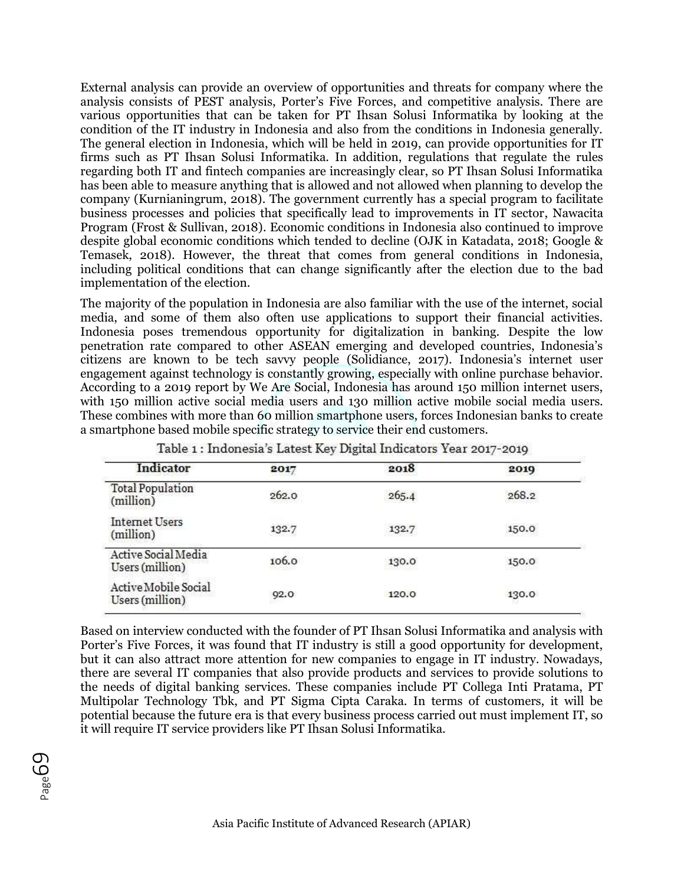External analysis can provide an overview of opportunities and threats for company where the analysis consists of PEST analysis, Porter's Five Forces, and competitive analysis. There are various opportunities that can be taken for PT Ihsan Solusi Informatika by looking at the condition of the IT industry in Indonesia and also from the conditions in Indonesia generally. The general election in Indonesia, which will be held in 2019, can provide opportunities for IT firms such as PT Ihsan Solusi Informatika. In addition, regulations that regulate the rules regarding both IT and fintech companies are increasingly clear, so PT Ihsan Solusi Informatika has been able to measure anything that is allowed and not allowed when planning to develop the company (Kurnianingrum, 2018). The government currently has a special program to facilitate business processes and policies that specifically lead to improvements in IT sector, Nawacita Program (Frost & Sullivan, 2018). Economic conditions in Indonesia also continued to improve despite global economic conditions which tended to decline (OJK in Katadata, 2018; Google & Temasek, 2018). However, the threat that comes from general conditions in Indonesia, including political conditions that can change significantly after the election due to the bad implementation of the election.

The majority of the population in Indonesia are also familiar with the use of the internet, social media, and some of them also often use applications to support their financial activities. Indonesia poses tremendous opportunity for digitalization in banking. Despite the low penetration rate compared to other ASEAN emerging and developed countries, Indonesia's citizens are known to be tech savvy people (Solidiance, 2017). Indonesia's internet user engagement against technology is constantly growing, especially with online purchase behavior. According to a 2019 report by We Are Social, Indonesia has around 150 million internet users, with 150 million active social media users and 130 million active mobile social media users. These combines with more than 60 million smartphone users, forces Indonesian banks to create a smartphone based mobile specific strategy to service their end customers.

Table 1 : Indonesia's Latest Key Digital Indicators Year 2017-2019

| Indicator | 2017 | 2018 | 2019 |
|---|---|---|---|
| Total Population (million) | 262.0 | 265.4 | 268.2 |
| Internet Users (million) | 132.7 | 132.7 | 150.0 |
| Active Social Media Users (million) | 106.0 | 130.0 | 150.0 |
| Active Mobile Social Users (million) | 92.0 | 120.0 | 130.0 |

Based on interview conducted with the founder of PT Ihsan Solusi Informatika and analysis with Porter's Five Forces, it was found that IT industry is still a good opportunity for development, but it can also attract more attention for new companies to engage in IT industry. Nowadays, there are several IT companies that also provide products and services to provide solutions to the needs of digital banking services. These companies include PT Collega Inti Pratama, PT Multipolar Technology Tbk, and PT Sigma Cipta Caraka. In terms of customers, it will be potential because the future era is that every business process carried out must implement IT, so it will require IT service providers like PT Ihsan Solusi Informatika.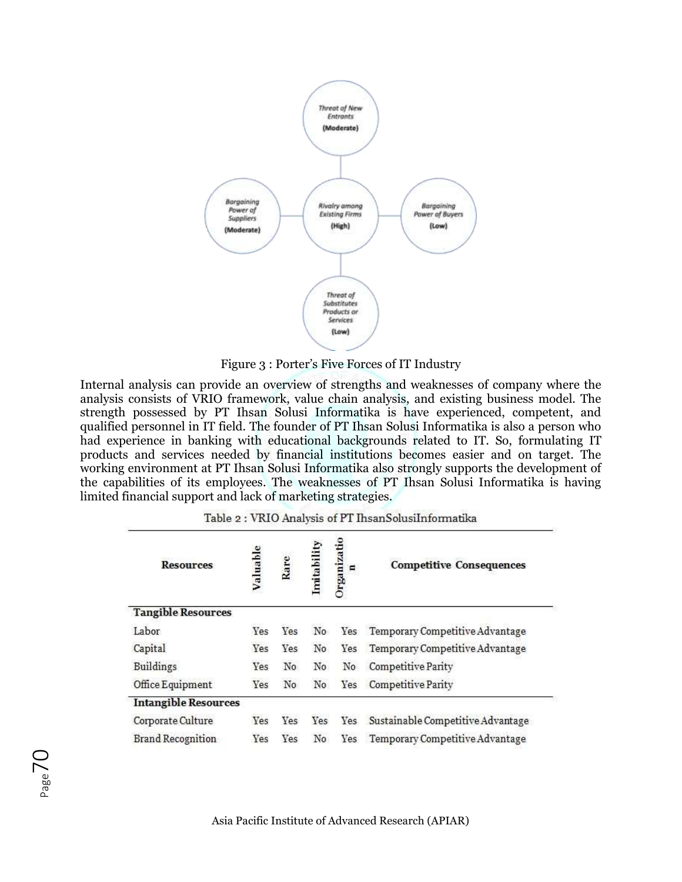Figure 3 : Porter's Five Forces of IT Industry

Internal analysis can provide an overview of strengths and weaknesses of company where the analysis consists of VRIO framework, value chain analysis, and existing business model. The strength possessed by PT Ihsan Solusi Informatika is have experienced, competent, and qualified personnel in IT field. The founder of PT Ihsan Solusi Informatika is also a person who had experience in banking with educational backgrounds related to IT. So, formulating IT products and services needed by financial institutions becomes easier and on target. The working environment at PT Ihsan Solusi Informatika also strongly supports the development of the capabilities of its employees. The weaknesses of PT Ihsan Solusi Informatika is having limited financial support and lack of marketing strategies.

Table 2 : VRIO Analysis of PT IhsanSolusiInformatika

| Resources | Valuable | Rare | Imitability | Organization | Competitive Consequences |
|---|---|---|---|---|---|
| **Tangible Resources** | | | | | |
| Labor | Yes | Yes | No | Yes | Temporary Competitive Advantage |
| Capital | Yes | Yes | No | Yes | Temporary Competitive Advantage |
| Buildings | Yes | No | No | No | Competitive Parity |
| Office Equipment | Yes | No | No | Yes | Competitive Parity |
| **Intangible Resources** | | | | | |
| Corporate Culture | Yes | Yes | Yes | Yes | Sustainable Competitive Advantage |
| Brand Recognition | Yes | Yes | No | Yes | Temporary Competitive Advantage |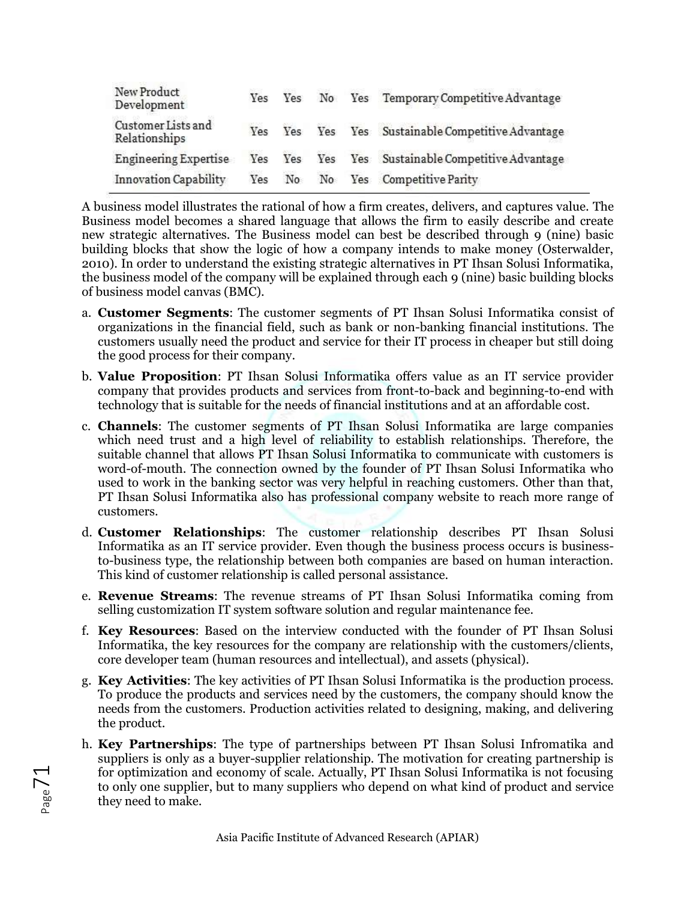| | | | | | |
|---|---|---|---|---|---|
| New Product Development | Yes | Yes | No | Yes | Temporary Competitive Advantage |
| Customer Lists and Relationships | Yes | Yes | Yes | Yes | Sustainable Competitive Advantage |
| Engineering Expertise | Yes | Yes | Yes | Yes | Sustainable Competitive Advantage |
| Innovation Capability | Yes | No | No | Yes | Competitive Parity |

A business model illustrates the rational of how a firm creates, delivers, and captures value. The Business model becomes a shared language that allows the firm to easily describe and create new strategic alternatives. The Business model can best be described through 9 (nine) basic building blocks that show the logic of how a company intends to make money (Osterwalder, 2010). In order to understand the existing strategic alternatives in PT Ihsan Solusi Informatika, the business model of the company will be explained through each 9 (nine) basic building blocks of business model canvas (BMC).

a. **Customer Segments**: The customer segments of PT Ihsan Solusi Informatika consist of organizations in the financial field, such as bank or non-banking financial institutions. The customers usually need the product and service for their IT process in cheaper but still doing the good process for their company.

b. **Value Proposition**: PT Ihsan Solusi Informatika offers value as an IT service provider company that provides products and services from front-to-back and beginning-to-end with technology that is suitable for the needs of financial institutions and at an affordable cost.

c. **Channels**: The customer segments of PT Ihsan Solusi Informatika are large companies which need trust and a high level of reliability to establish relationships. Therefore, the suitable channel that allows PT Ihsan Solusi Informatika to communicate with customers is word-of-mouth. The connection owned by the founder of PT Ihsan Solusi Informatika who used to work in the banking sector was very helpful in reaching customers. Other than that, PT Ihsan Solusi Informatika also has professional company website to reach more range of customers.

d. **Customer Relationships**: The customer relationship describes PT Ihsan Solusi Informatika as an IT service provider. Even though the business process occurs is business-to-business type, the relationship between both companies are based on human interaction. This kind of customer relationship is called personal assistance.

e. **Revenue Streams**: The revenue streams of PT Ihsan Solusi Informatika coming from selling customization IT system software solution and regular maintenance fee.

f. **Key Resources**: Based on the interview conducted with the founder of PT Ihsan Solusi Informatika, the key resources for the company are relationship with the customers/clients, core developer team (human resources and intellectual), and assets (physical).

g. **Key Activities**: The key activities of PT Ihsan Solusi Informatika is the production process. To produce the products and services need by the customers, the company should know the needs from the customers. Production activities related to designing, making, and delivering the product.

h. **Key Partnerships**: The type of partnerships between PT Ihsan Solusi Infromatika and suppliers is only as a buyer-supplier relationship. The motivation for creating partnership is for optimization and economy of scale. Actually, PT Ihsan Solusi Informatika is not focusing to only one supplier, but to many suppliers who depend on what kind of product and service they need to make.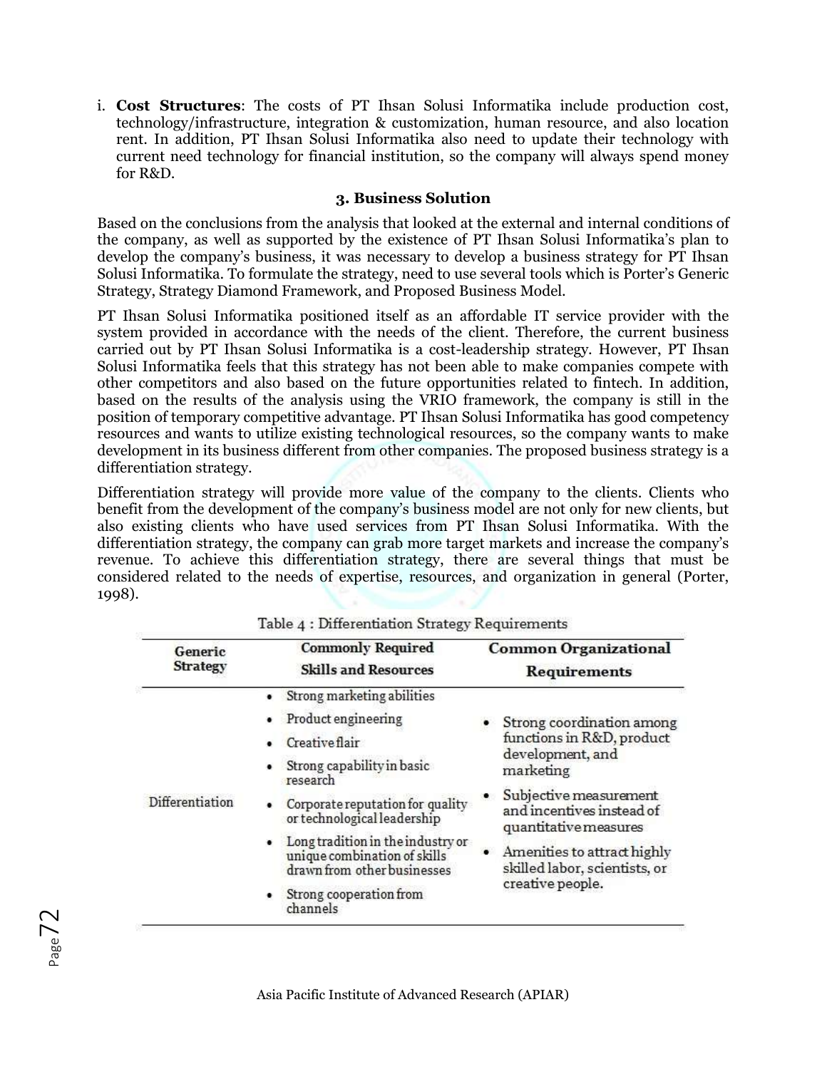i. **Cost Structures**: The costs of PT Ihsan Solusi Informatika include production cost, technology/infrastructure, integration & customization, human resource, and also location rent. In addition, PT Ihsan Solusi Informatika also need to update their technology with current need technology for financial institution, so the company will always spend money for R&D.

### 3. Business Solution

Based on the conclusions from the analysis that looked at the external and internal conditions of the company, as well as supported by the existence of PT Ihsan Solusi Informatika's plan to develop the company's business, it was necessary to develop a business strategy for PT Ihsan Solusi Informatika. To formulate the strategy, need to use several tools which is Porter's Generic Strategy, Strategy Diamond Framework, and Proposed Business Model.

PT Ihsan Solusi Informatika positioned itself as an affordable IT service provider with the system provided in accordance with the needs of the client. Therefore, the current business carried out by PT Ihsan Solusi Informatika is a cost-leadership strategy. However, PT Ihsan Solusi Informatika feels that this strategy has not been able to make companies compete with other competitors and also based on the future opportunities related to fintech. In addition, based on the results of the analysis using the VRIO framework, the company is still in the position of temporary competitive advantage. PT Ihsan Solusi Informatika has good competency resources and wants to utilize existing technological resources, so the company wants to make development in its business different from other companies. The proposed business strategy is a differentiation strategy.

Differentiation strategy will provide more value of the company to the clients. Clients who benefit from the development of the company's business model are not only for new clients, but also existing clients who have used services from PT Ihsan Solusi Informatika. With the differentiation strategy, the company can grab more target markets and increase the company's revenue. To achieve this differentiation strategy, there are several things that must be considered related to the needs of expertise, resources, and organization in general (Porter, 1998).

Table 4 : Differentiation Strategy Requirements

| Generic Strategy | Commonly Required Skills and Resources | Common Organizational Requirements |
|---|---|---|
| Differentiation | • Strong marketing abilities<br>• Product engineering<br>• Creative flair<br>• Strong capability in basic research<br>• Corporate reputation for quality or technological leadership<br>• Long tradition in the industry or unique combination of skills drawn from other businesses<br>• Strong cooperation from channels | • Strong coordination among functions in R&D, product development, and marketing<br>• Subjective measurement and incentives instead of quantitative measures<br>• Amenities to attract highly skilled labor, scientists, or creative people. |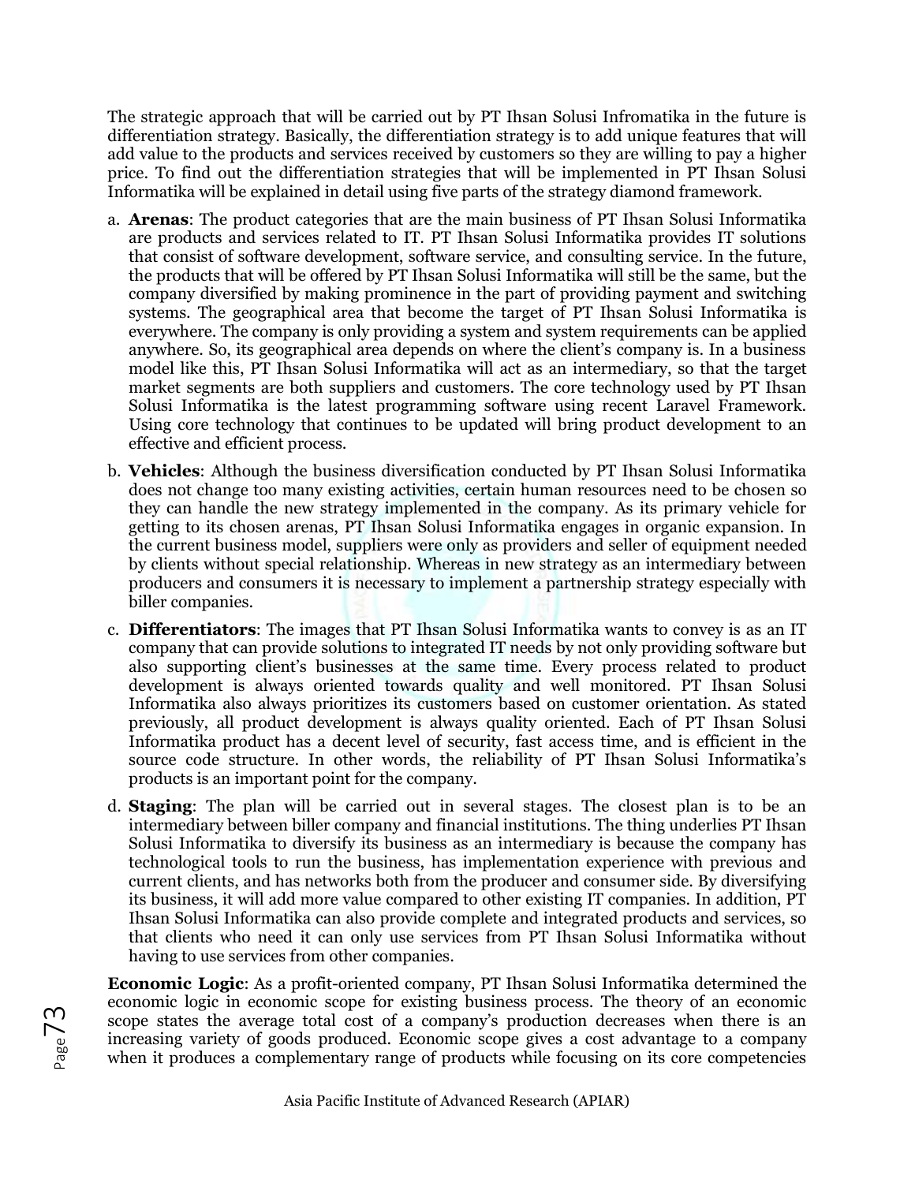The strategic approach that will be carried out by PT Ihsan Solusi Infromatika in the future is differentiation strategy. Basically, the differentiation strategy is to add unique features that will add value to the products and services received by customers so they are willing to pay a higher price. To find out the differentiation strategies that will be implemented in PT Ihsan Solusi Informatika will be explained in detail using five parts of the strategy diamond framework.

a. **Arenas**: The product categories that are the main business of PT Ihsan Solusi Informatika are products and services related to IT. PT Ihsan Solusi Informatika provides IT solutions that consist of software development, software service, and consulting service. In the future, the products that will be offered by PT Ihsan Solusi Informatika will still be the same, but the company diversified by making prominence in the part of providing payment and switching systems. The geographical area that become the target of PT Ihsan Solusi Informatika is everywhere. The company is only providing a system and system requirements can be applied anywhere. So, its geographical area depends on where the client's company is. In a business model like this, PT Ihsan Solusi Informatika will act as an intermediary, so that the target market segments are both suppliers and customers. The core technology used by PT Ihsan Solusi Informatika is the latest programming software using recent Laravel Framework. Using core technology that continues to be updated will bring product development to an effective and efficient process.

b. **Vehicles**: Although the business diversification conducted by PT Ihsan Solusi Informatika does not change too many existing activities, certain human resources need to be chosen so they can handle the new strategy implemented in the company. As its primary vehicle for getting to its chosen arenas, PT Ihsan Solusi Informatika engages in organic expansion. In the current business model, suppliers were only as providers and seller of equipment needed by clients without special relationship. Whereas in new strategy as an intermediary between producers and consumers it is necessary to implement a partnership strategy especially with biller companies.

c. **Differentiators**: The images that PT Ihsan Solusi Informatika wants to convey is as an IT company that can provide solutions to integrated IT needs by not only providing software but also supporting client's businesses at the same time. Every process related to product development is always oriented towards quality and well monitored. PT Ihsan Solusi Informatika also always prioritizes its customers based on customer orientation. As stated previously, all product development is always quality oriented. Each of PT Ihsan Solusi Informatika product has a decent level of security, fast access time, and is efficient in the source code structure. In other words, the reliability of PT Ihsan Solusi Informatika's products is an important point for the company.

d. **Staging**: The plan will be carried out in several stages. The closest plan is to be an intermediary between biller company and financial institutions. The thing underlies PT Ihsan Solusi Informatika to diversify its business as an intermediary is because the company has technological tools to run the business, has implementation experience with previous and current clients, and has networks both from the producer and consumer side. By diversifying its business, it will add more value compared to other existing IT companies. In addition, PT Ihsan Solusi Informatika can also provide complete and integrated products and services, so that clients who need it can only use services from PT Ihsan Solusi Informatika without having to use services from other companies.

**Economic Logic**: As a profit-oriented company, PT Ihsan Solusi Informatika determined the economic logic in economic scope for existing business process. The theory of an economic scope states the average total cost of a company's production decreases when there is an increasing variety of goods produced. Economic scope gives a cost advantage to a company when it produces a complementary range of products while focusing on its core competencies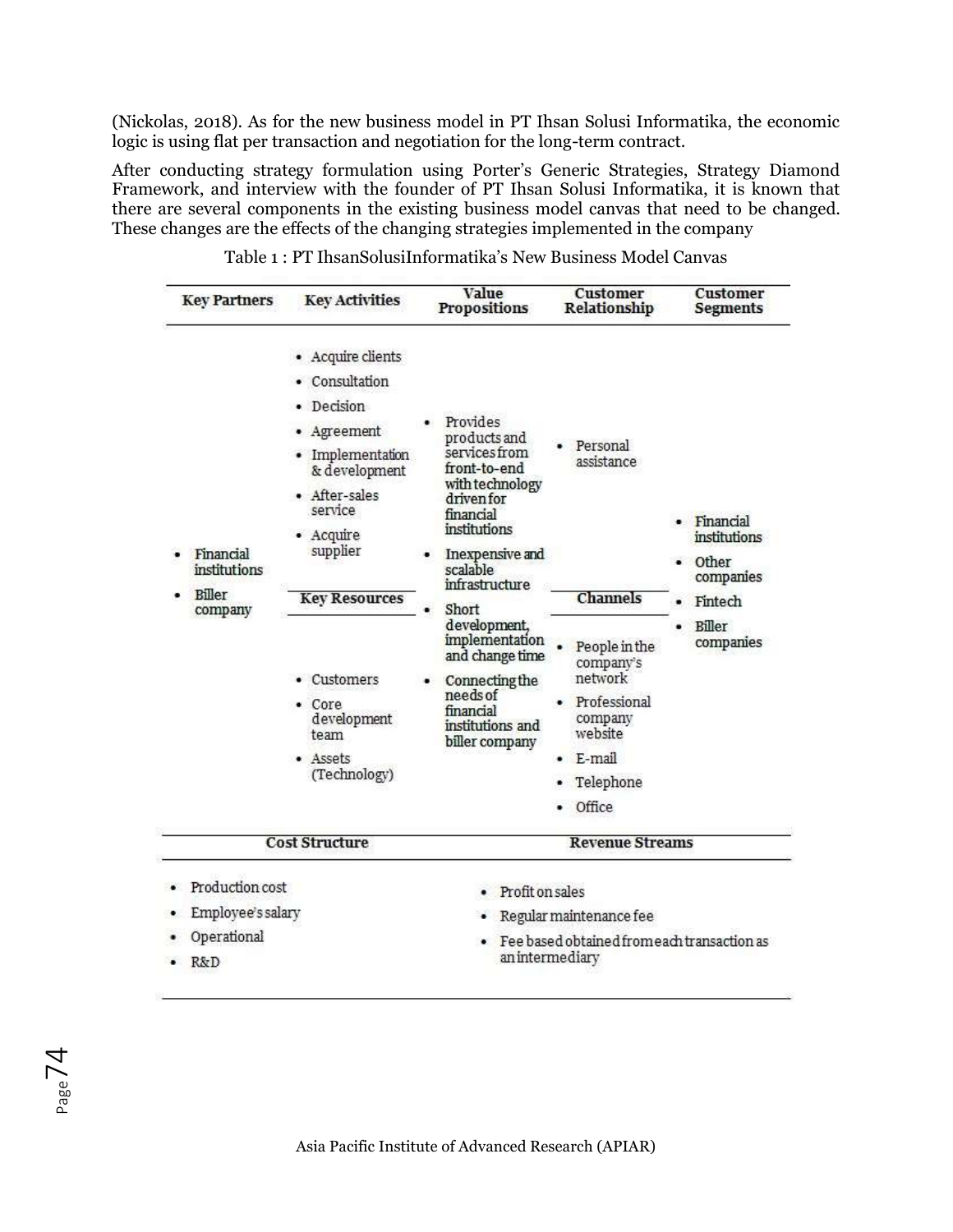(Nickolas, 2018). As for the new business model in PT Ihsan Solusi Informatika, the economic logic is using flat per transaction and negotiation for the long-term contract.

After conducting strategy formulation using Porter's Generic Strategies, Strategy Diamond Framework, and interview with the founder of PT Ihsan Solusi Informatika, it is known that there are several components in the existing business model canvas that need to be changed. These changes are the effects of the changing strategies implemented in the company

Table 1 : PT IhsanSolusiInformatika's New Business Model Canvas

| Key Partners | Key Activities | Value Propositions | Customer Relationship | Customer Segments |
|---|---|---|---|---|
| • Financial institutions<br>• Biller company | • Acquire clients<br>• Consultation<br>• Decision<br>• Agreement<br>• Implementation & development<br>• After-sales service<br>• Acquire supplier | • Provides products and services from front-to-end with technology driven for financial institutions<br>• Inexpensive and scalable infrastructure<br>• Short development, implementation and change time<br>• Connecting the needs of financial institutions and biller company | • Personal assistance | • Financial institutions<br>• Other companies<br>• Fintech<br>• Biller companies |
| | **Key Resources** | | **Channels** | |
| | • Customers<br>• Core development team<br>• Assets (Technology) | | • People in the company's network<br>• Professional company website<br>• E-mail<br>• Telephone<br>• Office | |
| **Cost Structure** | | **Revenue Streams** | | |
| • Production cost<br>• Employee's salary<br>• Operational<br>• R&D | | • Profit on sales<br>• Regular maintenance fee<br>• Fee based obtained from each transaction as an intermediary | | |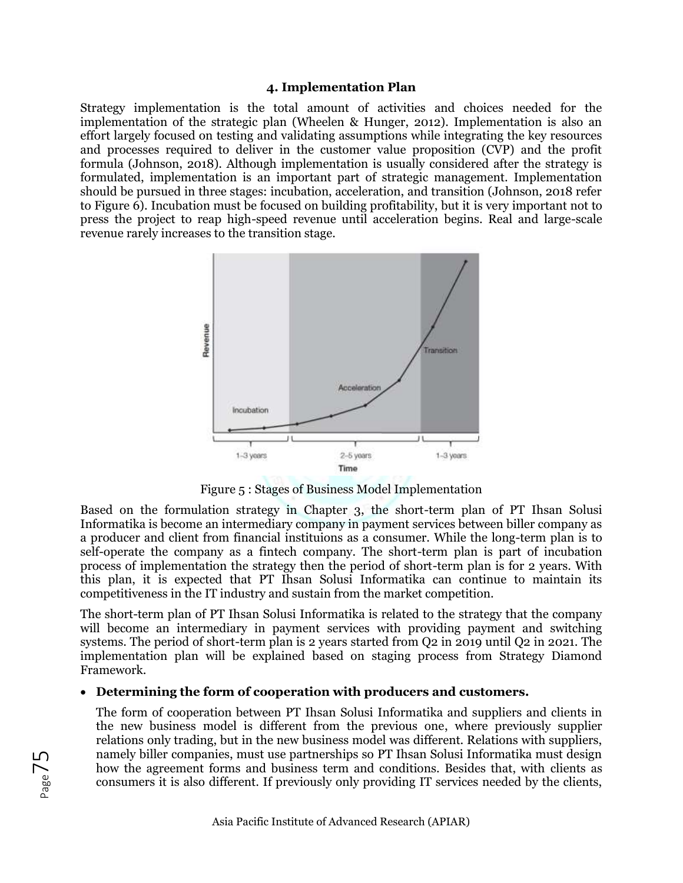### 4. Implementation Plan

Strategy implementation is the total amount of activities and choices needed for the implementation of the strategic plan (Wheelen & Hunger, 2012). Implementation is also an effort largely focused on testing and validating assumptions while integrating the key resources and processes required to deliver in the customer value proposition (CVP) and the profit formula (Johnson, 2018). Although implementation is usually considered after the strategy is formulated, implementation is an important part of strategic management. Implementation should be pursued in three stages: incubation, acceleration, and transition (Johnson, 2018 refer to Figure 6). Incubation must be focused on building profitability, but it is very important not to press the project to reap high-speed revenue until acceleration begins. Real and large-scale revenue rarely increases to the transition stage.

Figure 5 : Stages of Business Model Implementation

Based on the formulation strategy in Chapter 3, the short-term plan of PT Ihsan Solusi Informatika is become an intermediary company in payment services between biller company as a producer and client from financial instituions as a consumer. While the long-term plan is to self-operate the company as a fintech company. The short-term plan is part of incubation process of implementation the strategy then the period of short-term plan is for 2 years. With this plan, it is expected that PT Ihsan Solusi Informatika can continue to maintain its competitiveness in the IT industry and sustain from the market competition.

The short-term plan of PT Ihsan Solusi Informatika is related to the strategy that the company will become an intermediary in payment services with providing payment and switching systems. The period of short-term plan is 2 years started from Q2 in 2019 until Q2 in 2021. The implementation plan will be explained based on staging process from Strategy Diamond Framework.

- **Determining the form of cooperation with producers and customers.**

  The form of cooperation between PT Ihsan Solusi Informatika and suppliers and clients in the new business model is different from the previous one, where previously supplier relations only trading, but in the new business model was different. Relations with suppliers, namely biller companies, must use partnerships so PT Ihsan Solusi Informatika must design how the agreement forms and business term and conditions. Besides that, with clients as consumers it is also different. If previously only providing IT services needed by the clients,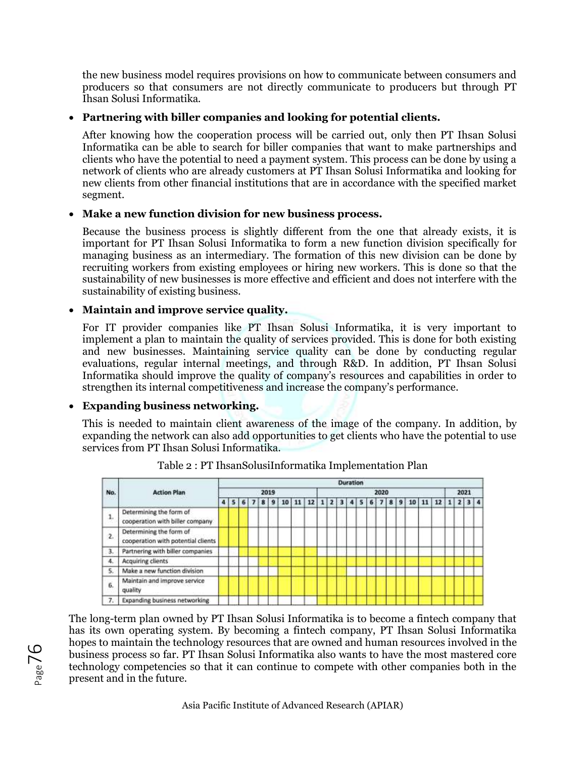the new business model requires provisions on how to communicate between consumers and producers so that consumers are not directly communicate to producers but through PT Ihsan Solusi Informatika.

- **Partnering with biller companies and looking for potential clients.**

  After knowing how the cooperation process will be carried out, only then PT Ihsan Solusi Informatika can be able to search for biller companies that want to make partnerships and clients who have the potential to need a payment system. This process can be done by using a network of clients who are already customers at PT Ihsan Solusi Informatika and looking for new clients from other financial institutions that are in accordance with the specified market segment.

- **Make a new function division for new business process.**

  Because the business process is slightly different from the one that already exists, it is important for PT Ihsan Solusi Informatika to form a new function division specifically for managing business as an intermediary. The formation of this new division can be done by recruiting workers from existing employees or hiring new workers. This is done so that the sustainability of new businesses is more effective and efficient and does not interfere with the sustainability of existing business.

- **Maintain and improve service quality.**

  For IT provider companies like PT Ihsan Solusi Informatika, it is very important to implement a plan to maintain the quality of services provided. This is done for both existing and new businesses. Maintaining service quality can be done by conducting regular evaluations, regular internal meetings, and through R&D. In addition, PT Ihsan Solusi Informatika should improve the quality of company's resources and capabilities in order to strengthen its internal competitiveness and increase the company's performance.

- **Expanding business networking.**

  This is needed to maintain client awareness of the image of the company. In addition, by expanding the network can also add opportunities to get clients who have the potential to use services from PT Ihsan Solusi Informatika.

Table 2 : PT IhsanSolusiInformatika Implementation Plan

| No. | Action Plan | Duration | | | | | | | | | | | | | | | | | | | | | | | | |
|---|---|---|---|---|---|---|---|---|---|---|---|---|---|---|---|---|---|---|---|---|---|---|---|---|---|---|
| | | 2019 | | | | | | | | | 2020 | | | | | | | | | | | | 2021 | | | |
| | | 4 | 5 | 6 | 7 | 8 | 9 | 10 | 11 | 12 | 1 | 2 | 3 | 4 | 5 | 6 | 7 | 8 | 9 | 10 | 11 | 12 | 1 | 2 | 3 | 4 |
| 1. | Determining the form of cooperation with biller company | X | X | X | | | | | | | | | | | | | | | | | | | | | | |
| 2. | Determining the form of cooperation with potential clients | X | X | X | | | | | | | | | | | | | | | | | | | | | | |
| 3. | Partnering with biller companies | | | X | X | X | X | X | X | X | | | | | | | | | | | | | | | | |
| 4. | Acquiring clients | | | | | X | X | X | X | X | X | X | X | X | X | X | X | X | X | X | X | X | X | X | X | X |
| 5. | Make a new function division | | | | | | | X | X | X | X | X | X | | | | | | | | | | | | | |
| 6. | Maintain and improve service quality | X | X | X | X | X | X | X | X | X | X | X | X | X | X | X | X | X | X | X | X | X | X | X | X | X |
| 7. | Expanding business networking | | | | | | | | | | X | X | X | X | X | X | X | X | X | X | X | X | X | X | X | X |

The long-term plan owned by PT Ihsan Solusi Informatika is to become a fintech company that has its own operating system. By becoming a fintech company, PT Ihsan Solusi Informatika hopes to maintain the technology resources that are owned and human resources involved in the business process so far. PT Ihsan Solusi Informatika also wants to have the most mastered core technology competencies so that it can continue to compete with other companies both in the present and in the future.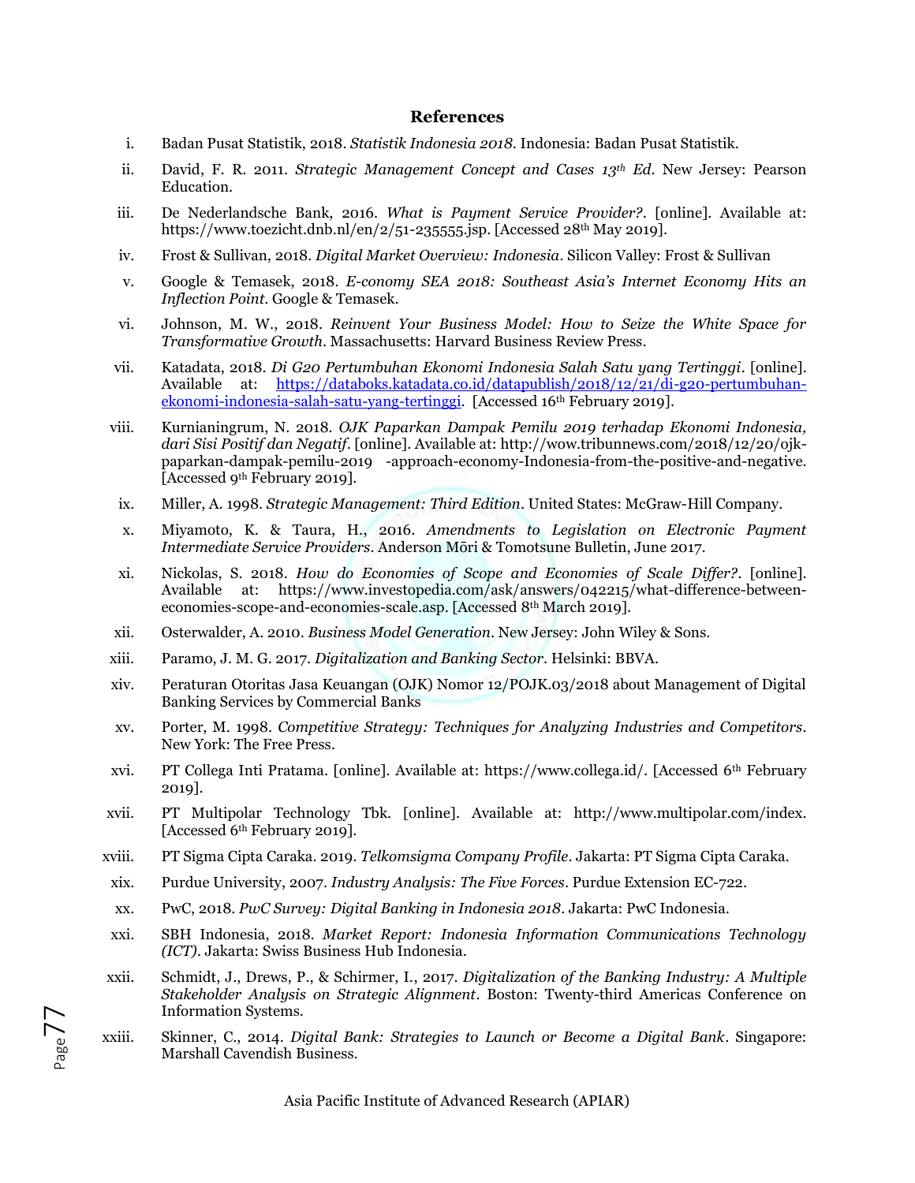## References

i. Badan Pusat Statistik, 2018. *Statistik Indonesia 2018*. Indonesia: Badan Pusat Statistik.

ii. David, F. R. 2011. *Strategic Management Concept and Cases 13th Ed*. New Jersey: Pearson Education.

iii. De Nederlandsche Bank, 2016. *What is Payment Service Provider?*. [online]. Available at: https://www.toezicht.dnb.nl/en/2/51-235555.jsp. [Accessed 28th May 2019].

iv. Frost & Sullivan, 2018. *Digital Market Overview: Indonesia*. Silicon Valley: Frost & Sullivan

v. Google & Temasek, 2018. *E-conomy SEA 2018: Southeast Asia's Internet Economy Hits an Inflection Point*. Google & Temasek.

vi. Johnson, M. W., 2018. *Reinvent Your Business Model: How to Seize the White Space for Transformative Growth*. Massachusetts: Harvard Business Review Press.

vii. Katadata, 2018. *Di G20 Pertumbuhan Ekonomi Indonesia Salah Satu yang Tertinggi*. [online]. Available at: https://databoks.katadata.co.id/datapublish/2018/12/21/di-g20-pertumbuhan-ekonomi-indonesia-salah-satu-yang-tertinggi. [Accessed 16th February 2019].

viii. Kurnianingrum, N. 2018. *OJK Paparkan Dampak Pemilu 2019 terhadap Ekonomi Indonesia, dari Sisi Positif dan Negatif*. [online]. Available at: http://wow.tribunnews.com/2018/12/20/ojk-paparkan-dampak-pemilu-2019 -approach-economy-Indonesia-from-the-positive-and-negative. [Accessed 9th February 2019].

ix. Miller, A. 1998. *Strategic Management: Third Edition*. United States: McGraw-Hill Company.

x. Miyamoto, K. & Taura, H., 2016. *Amendments to Legislation on Electronic Payment Intermediate Service Providers*. Anderson Mōri & Tomotsune Bulletin, June 2017.

xi. Nickolas, S. 2018. *How do Economies of Scope and Economies of Scale Differ?*. [online]. Available at: https://www.investopedia.com/ask/answers/042215/what-difference-between-economies-scope-and-economies-scale.asp. [Accessed 8th March 2019].

xii. Osterwalder, A. 2010. *Business Model Generation*. New Jersey: John Wiley & Sons.

xiii. Paramo, J. M. G. 2017. *Digitalization and Banking Sector*. Helsinki: BBVA.

xiv. Peraturan Otoritas Jasa Keuangan (OJK) Nomor 12/POJK.03/2018 about Management of Digital Banking Services by Commercial Banks

xv. Porter, M. 1998. *Competitive Strategy: Techniques for Analyzing Industries and Competitors*. New York: The Free Press.

xvi. PT Collega Inti Pratama. [online]. Available at: https://www.collega.id/. [Accessed 6th February 2019].

xvii. PT Multipolar Technology Tbk. [online]. Available at: http://www.multipolar.com/index. [Accessed 6th February 2019].

xviii. PT Sigma Cipta Caraka. 2019. *Telkomsigma Company Profile*. Jakarta: PT Sigma Cipta Caraka.

xix. Purdue University, 2007. *Industry Analysis: The Five Forces*. Purdue Extension EC-722.

xx. PwC, 2018. *PwC Survey: Digital Banking in Indonesia 2018*. Jakarta: PwC Indonesia.

xxi. SBH Indonesia, 2018. *Market Report: Indonesia Information Communications Technology (ICT)*. Jakarta: Swiss Business Hub Indonesia.

xxii. Schmidt, J., Drews, P., & Schirmer, I., 2017. *Digitalization of the Banking Industry: A Multiple Stakeholder Analysis on Strategic Alignment*. Boston: Twenty-third Americas Conference on Information Systems.

xxiii. Skinner, C., 2014. *Digital Bank: Strategies to Launch or Become a Digital Bank*. Singapore: Marshall Cavendish Business.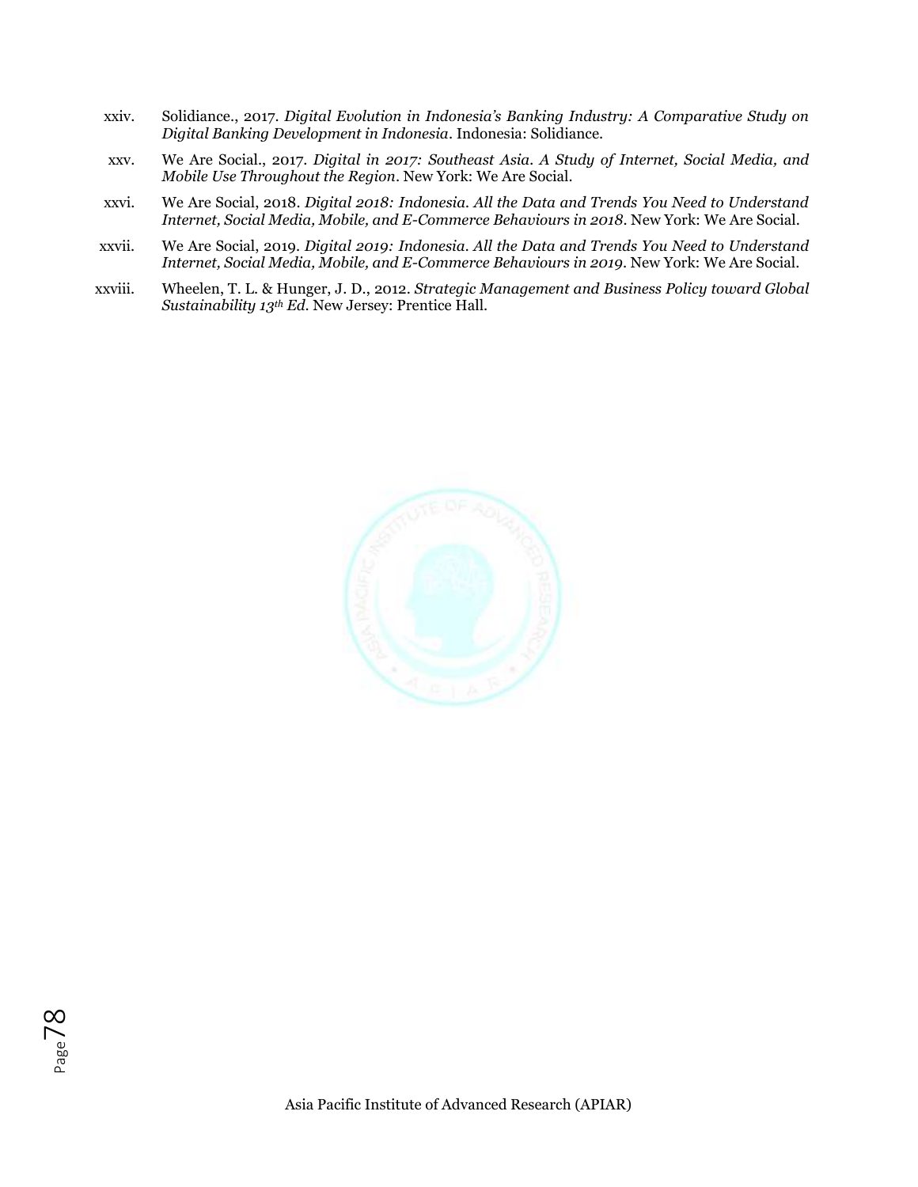xxiv. Solidiance., 2017. *Digital Evolution in Indonesia's Banking Industry: A Comparative Study on Digital Banking Development in Indonesia*. Indonesia: Solidiance.

xxv. We Are Social., 2017. *Digital in 2017: Southeast Asia. A Study of Internet, Social Media, and Mobile Use Throughout the Region*. New York: We Are Social.

xxvi. We Are Social, 2018. *Digital 2018: Indonesia. All the Data and Trends You Need to Understand Internet, Social Media, Mobile, and E-Commerce Behaviours in 2018*. New York: We Are Social.

xxvii. We Are Social, 2019. *Digital 2019: Indonesia. All the Data and Trends You Need to Understand Internet, Social Media, Mobile, and E-Commerce Behaviours in 2019*. New York: We Are Social.

xxviii. Wheelen, T. L. & Hunger, J. D., 2012. *Strategic Management and Business Policy toward Global Sustainability 13th Ed.* New Jersey: Prentice Hall.